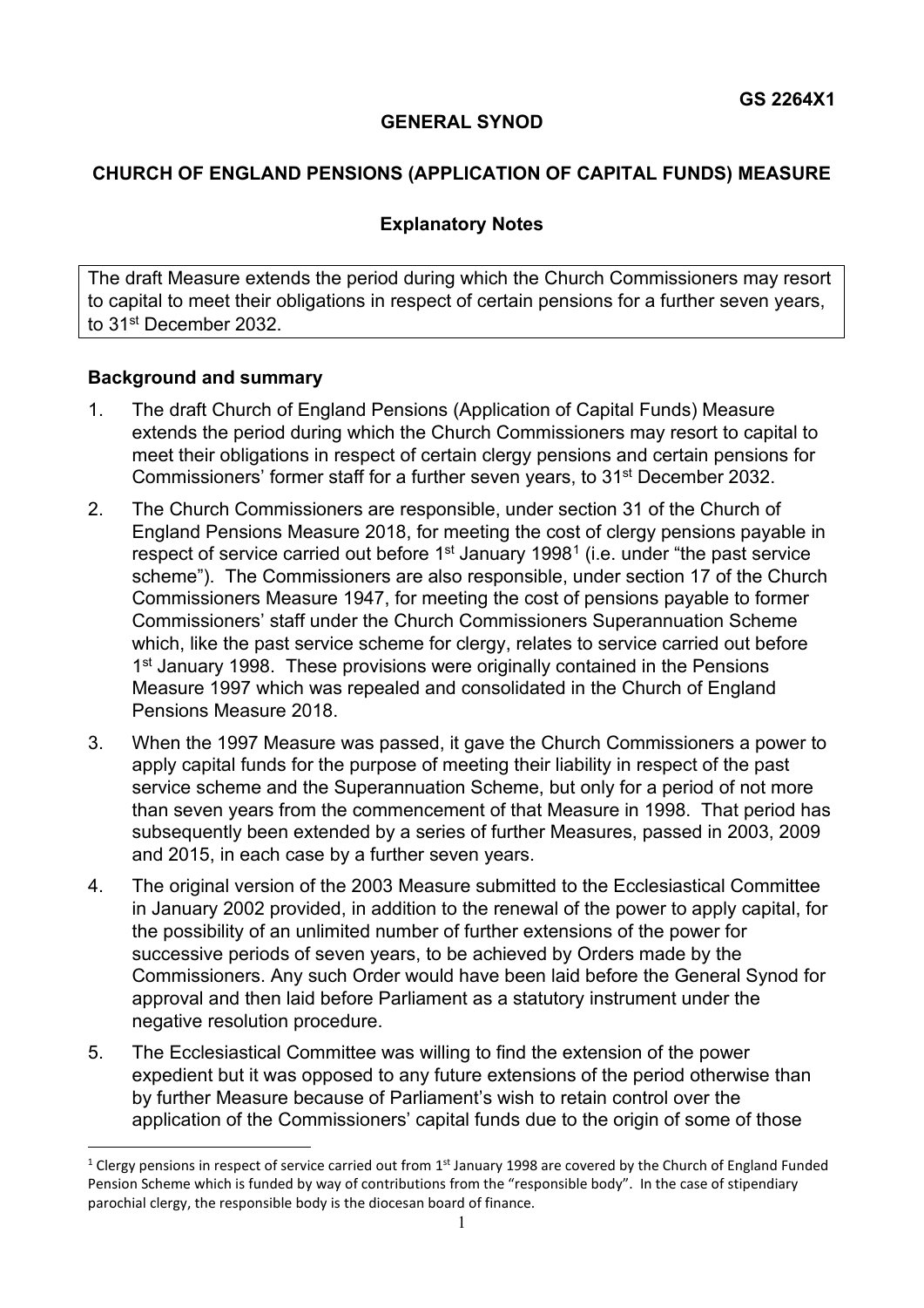**GS 2264X1**

**GENERAL SYNOD**

**CHURCH OF ENGLAND PENSIONS (APPLICATION OF CAPITAL FUNDS) MEASURE**

**Explanatory Notes**

The draft Measure extends the period during which the Church Commissioners may resort to capital to meet their obligations in respect of certain pensions for a further seven years, to 31st December 2032.

**Background and summary**

1. The draft Church of England Pensions (Application of Capital Funds) Measure extends the period during which the Church Commissioners may resort to capital to meet their obligations in respect of certain clergy pensions and certain pensions for Commissioners' former staff for a further seven years, to 31st December 2032.

2. The Church Commissioners are responsible, under section 31 of the Church of England Pensions Measure 2018, for meeting the cost of clergy pensions payable in respect of service carried out before 1st January 1998[1] (i.e. under "the past service scheme"). The Commissioners are also responsible, under section 17 of the Church Commissioners Measure 1947, for meeting the cost of pensions payable to former Commissioners' staff under the Church Commissioners Superannuation Scheme which, like the past service scheme for clergy, relates to service carried out before 1st January 1998. These provisions were originally contained in the Pensions Measure 1997 which was repealed and consolidated in the Church of England Pensions Measure 2018.

3. When the 1997 Measure was passed, it gave the Church Commissioners a power to apply capital funds for the purpose of meeting their liability in respect of the past service scheme and the Superannuation Scheme, but only for a period of not more than seven years from the commencement of that Measure in 1998. That period has subsequently been extended by a series of further Measures, passed in 2003, 2009 and 2015, in each case by a further seven years.

4. The original version of the 2003 Measure submitted to the Ecclesiastical Committee in January 2002 provided, in addition to the renewal of the power to apply capital, for the possibility of an unlimited number of further extensions of the power for successive periods of seven years, to be achieved by Orders made by the Commissioners. Any such Order would have been laid before the General Synod for approval and then laid before Parliament as a statutory instrument under the negative resolution procedure.

5. The Ecclesiastical Committee was willing to find the extension of the power expedient but it was opposed to any future extensions of the period otherwise than by further Measure because of Parliament's wish to retain control over the application of the Commissioners' capital funds due to the origin of some of those

[1] Clergy pensions in respect of service carried out from 1st January 1998 are covered by the Church of England Funded Pension Scheme which is funded by way of contributions from the "responsible body". In the case of stipendiary parochial clergy, the responsible body is the diocesan board of finance.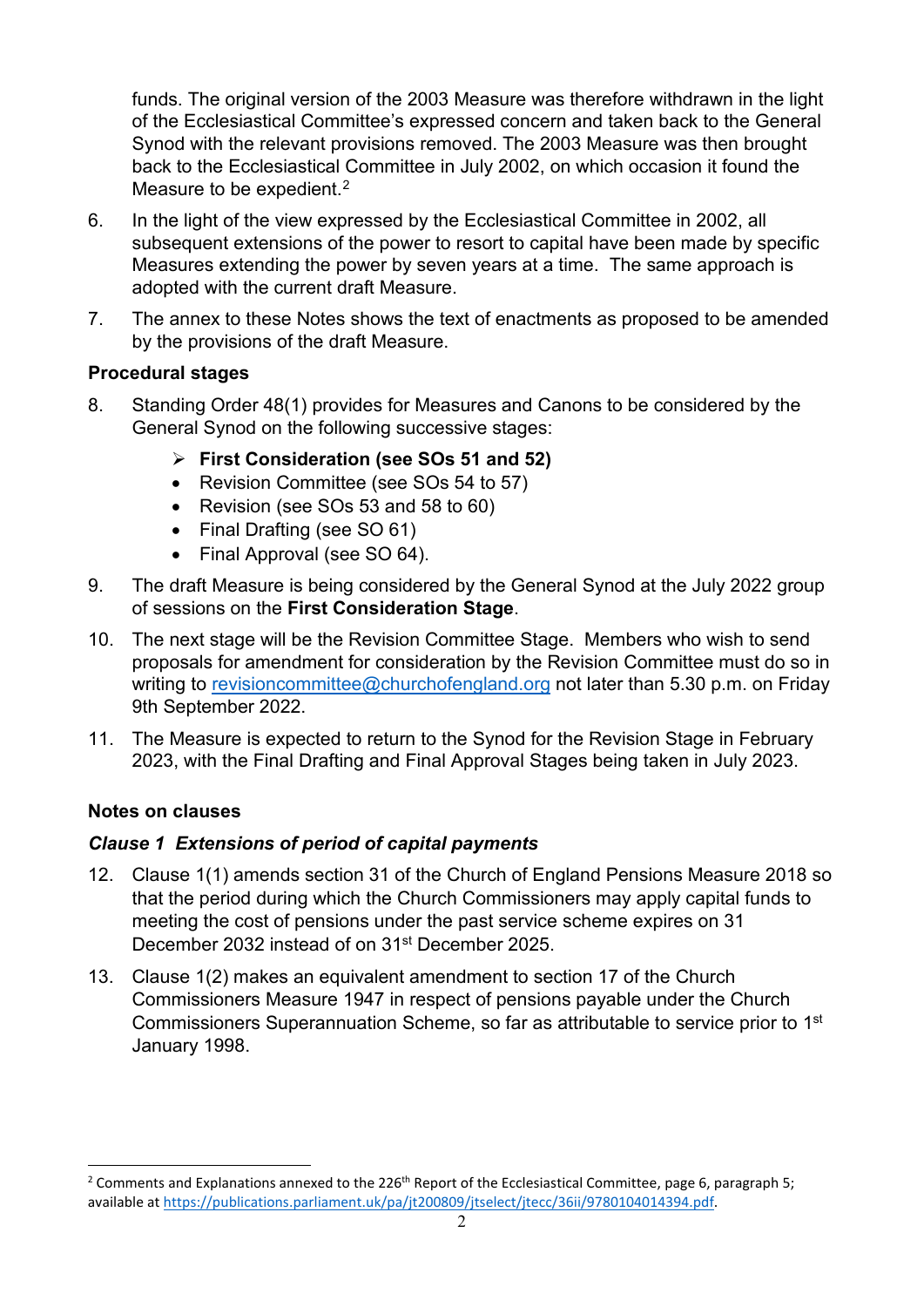funds. The original version of the 2003 Measure was therefore withdrawn in the light of the Ecclesiastical Committee's expressed concern and taken back to the General Synod with the relevant provisions removed. The 2003 Measure was then brought back to the Ecclesiastical Committee in July 2002, on which occasion it found the Measure to be expedient.[2]

6. In the light of the view expressed by the Ecclesiastical Committee in 2002, all subsequent extensions of the power to resort to capital have been made by specific Measures extending the power by seven years at a time. The same approach is adopted with the current draft Measure.

7. The annex to these Notes shows the text of enactments as proposed to be amended by the provisions of the draft Measure.

### Procedural stages

8. Standing Order 48(1) provides for Measures and Canons to be considered by the General Synod on the following successive stages:

   - **First Consideration (see SOs 51 and 52)**
   - Revision Committee (see SOs 54 to 57)
   - Revision (see SOs 53 and 58 to 60)
   - Final Drafting (see SO 61)
   - Final Approval (see SO 64).

9. The draft Measure is being considered by the General Synod at the July 2022 group of sessions on the **First Consideration Stage**.

10. The next stage will be the Revision Committee Stage. Members who wish to send proposals for amendment for consideration by the Revision Committee must do so in writing to revisioncommittee@churchofengland.org not later than 5.30 p.m. on Friday 9th September 2022.

11. The Measure is expected to return to the Synod for the Revision Stage in February 2023, with the Final Drafting and Final Approval Stages being taken in July 2023.

### Notes on clauses

#### *Clause 1 Extensions of period of capital payments*

12. Clause 1(1) amends section 31 of the Church of England Pensions Measure 2018 so that the period during which the Church Commissioners may apply capital funds to meeting the cost of pensions under the past service scheme expires on 31 December 2032 instead of on 31st December 2025.

13. Clause 1(2) makes an equivalent amendment to section 17 of the Church Commissioners Measure 1947 in respect of pensions payable under the Church Commissioners Superannuation Scheme, so far as attributable to service prior to 1st January 1998.

---

[2] Comments and Explanations annexed to the 226th Report of the Ecclesiastical Committee, page 6, paragraph 5; available at https://publications.parliament.uk/pa/jt200809/jtselect/jtecc/36ii/9780104014394.pdf.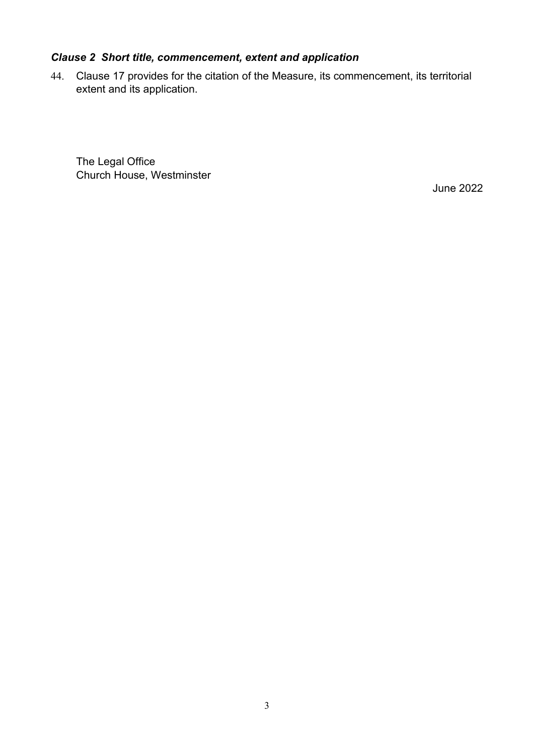### *Clause 2 Short title, commencement, extent and application*

44. Clause 17 provides for the citation of the Measure, its commencement, its territorial extent and its application.

The Legal Office
Church House, Westminster

June 2022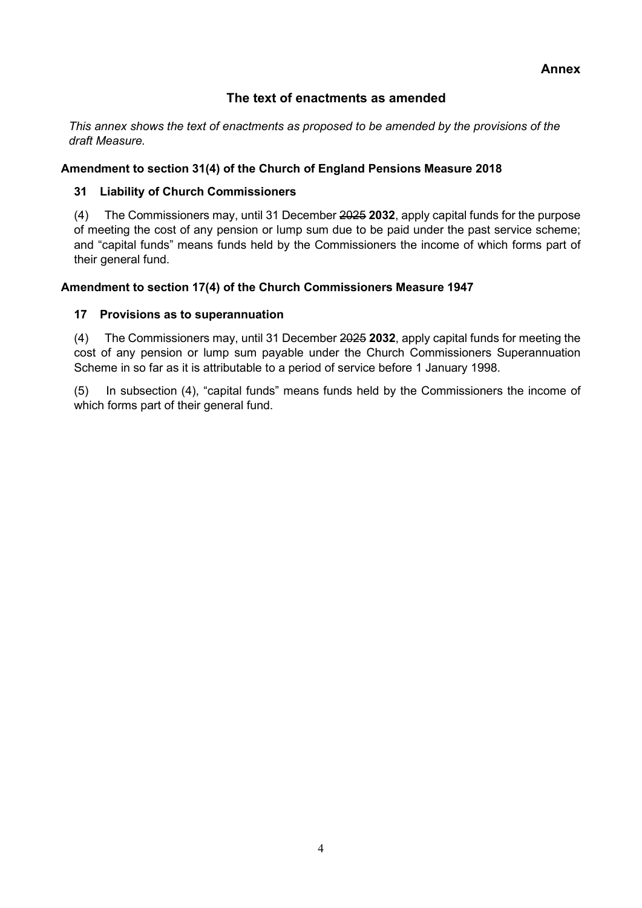**Annex**

## The text of enactments as amended

*This annex shows the text of enactments as proposed to be amended by the provisions of the draft Measure.*

### Amendment to section 31(4) of the Church of England Pensions Measure 2018

**31 Liability of Church Commissioners**

(4) The Commissioners may, until 31 December ~~2025~~ **2032**, apply capital funds for the purpose of meeting the cost of any pension or lump sum due to be paid under the past service scheme; and "capital funds" means funds held by the Commissioners the income of which forms part of their general fund.

### Amendment to section 17(4) of the Church Commissioners Measure 1947

**17 Provisions as to superannuation**

(4) The Commissioners may, until 31 December ~~2025~~ **2032**, apply capital funds for meeting the cost of any pension or lump sum payable under the Church Commissioners Superannuation Scheme in so far as it is attributable to a period of service before 1 January 1998.

(5) In subsection (4), "capital funds" means funds held by the Commissioners the income of which forms part of their general fund.